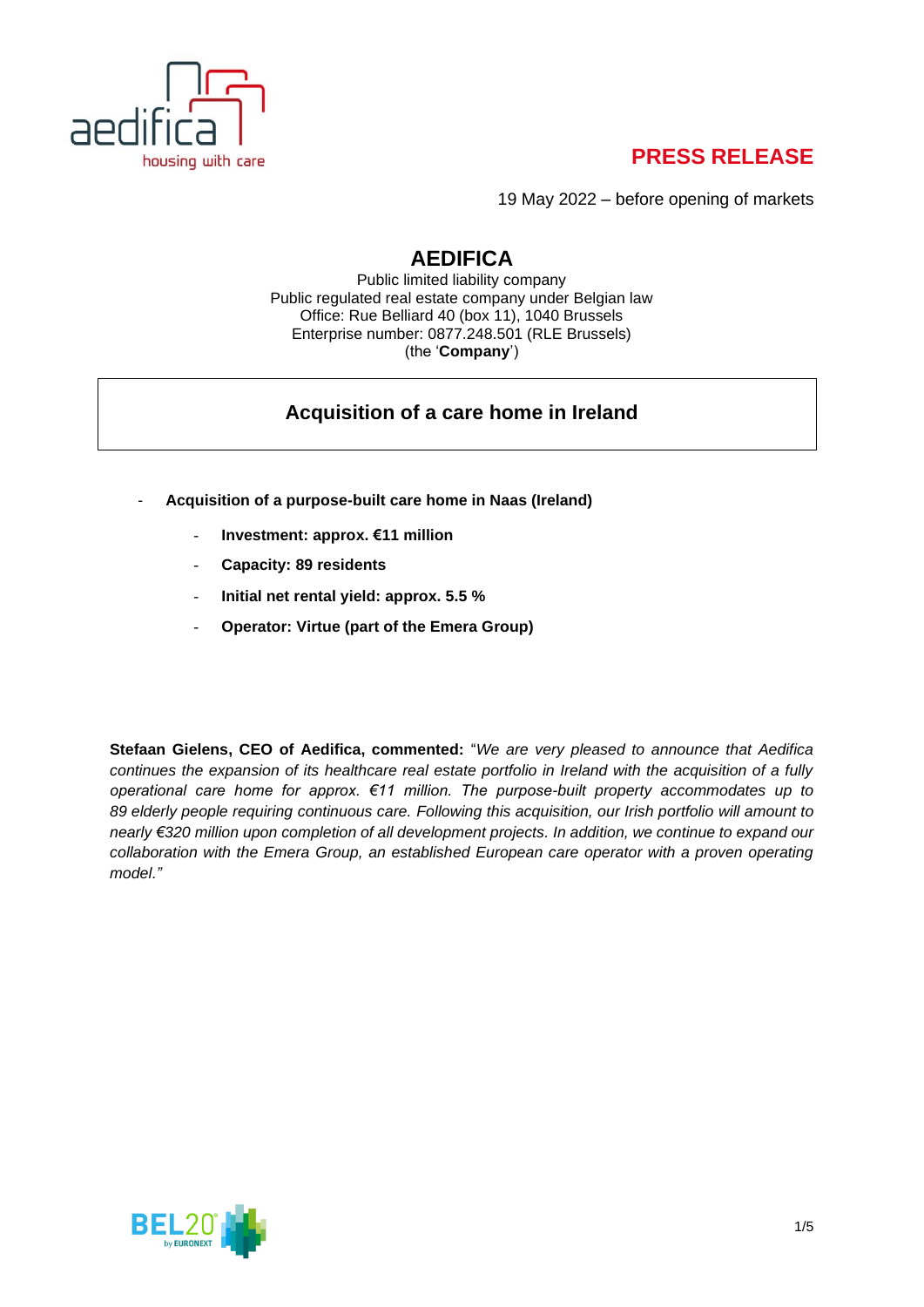**PRESS RELEASE**

19 May 2022 – before opening of markets

# AEDIFICA

Public limited liability company
Public regulated real estate company under Belgian law
Office: Rue Belliard 40 (box 11), 1040 Brussels
Enterprise number: 0877.248.501 (RLE Brussels)
(the '**Company**')

## Acquisition of a care home in Ireland

- **Acquisition of a purpose-built care home in Naas (Ireland)**
  - **Investment: approx. €11 million**
  - **Capacity: 89 residents**
  - **Initial net rental yield: approx. 5.5 %**
  - **Operator: Virtue (part of the Emera Group)**

**Stefaan Gielens, CEO of Aedifica, commented:** "*We are very pleased to announce that Aedifica continues the expansion of its healthcare real estate portfolio in Ireland with the acquisition of a fully operational care home for approx. €11 million. The purpose-built property accommodates up to 89 elderly people requiring continuous care. Following this acquisition, our Irish portfolio will amount to nearly €320 million upon completion of all development projects. In addition, we continue to expand our collaboration with the Emera Group, an established European care operator with a proven operating model.*"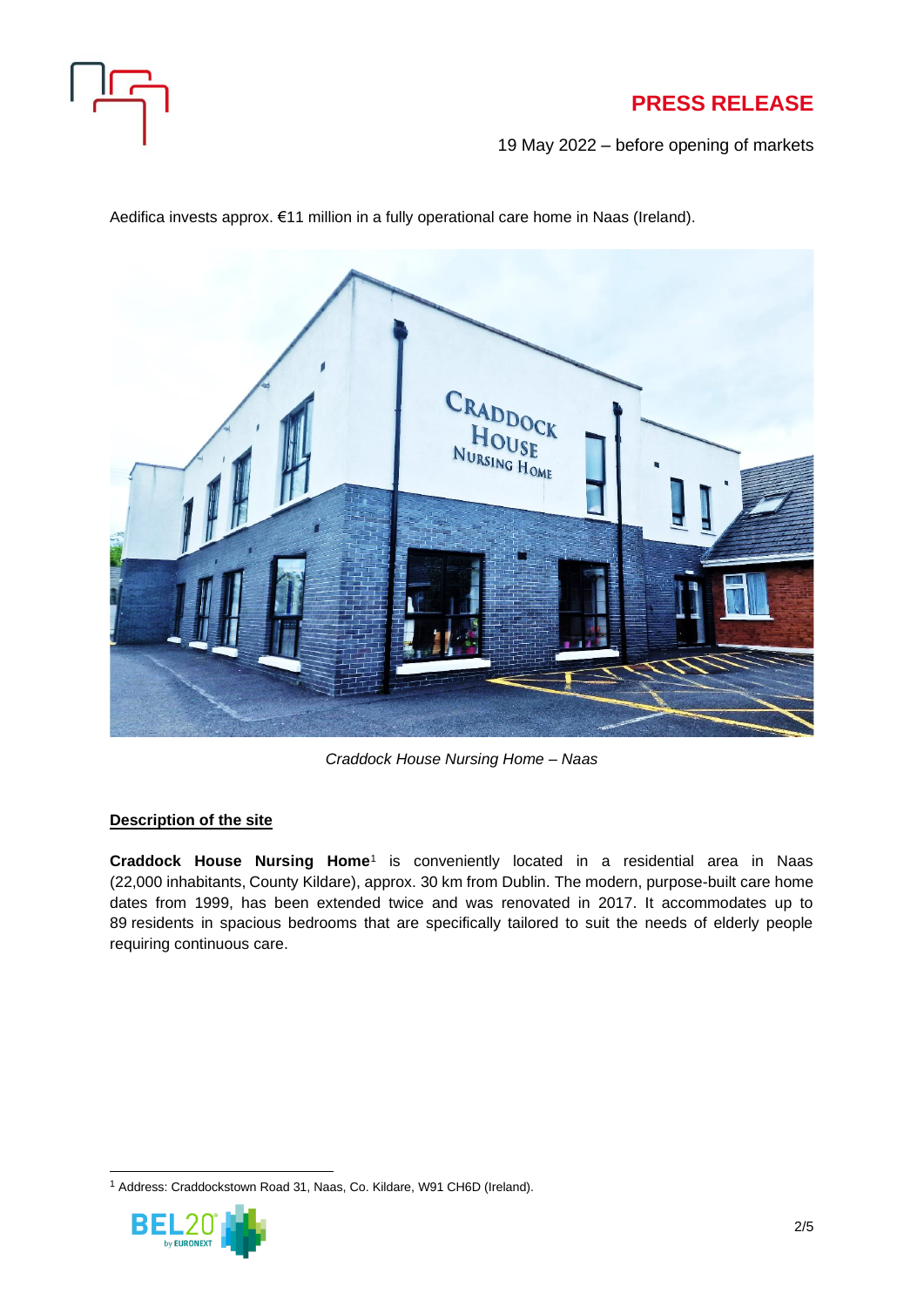**PRESS RELEASE**

19 May 2022 – before opening of markets

Aedifica invests approx. €11 million in a fully operational care home in Naas (Ireland).

*Craddock House Nursing Home – Naas*

**Description of the site**

**Craddock House Nursing Home**[1] is conveniently located in a residential area in Naas (22,000 inhabitants, County Kildare), approx. 30 km from Dublin. The modern, purpose-built care home dates from 1999, has been extended twice and was renovated in 2017. It accommodates up to 89 residents in spacious bedrooms that are specifically tailored to suit the needs of elderly people requiring continuous care.

[1] Address: Craddockstown Road 31, Naas, Co. Kildare, W91 CH6D (Ireland).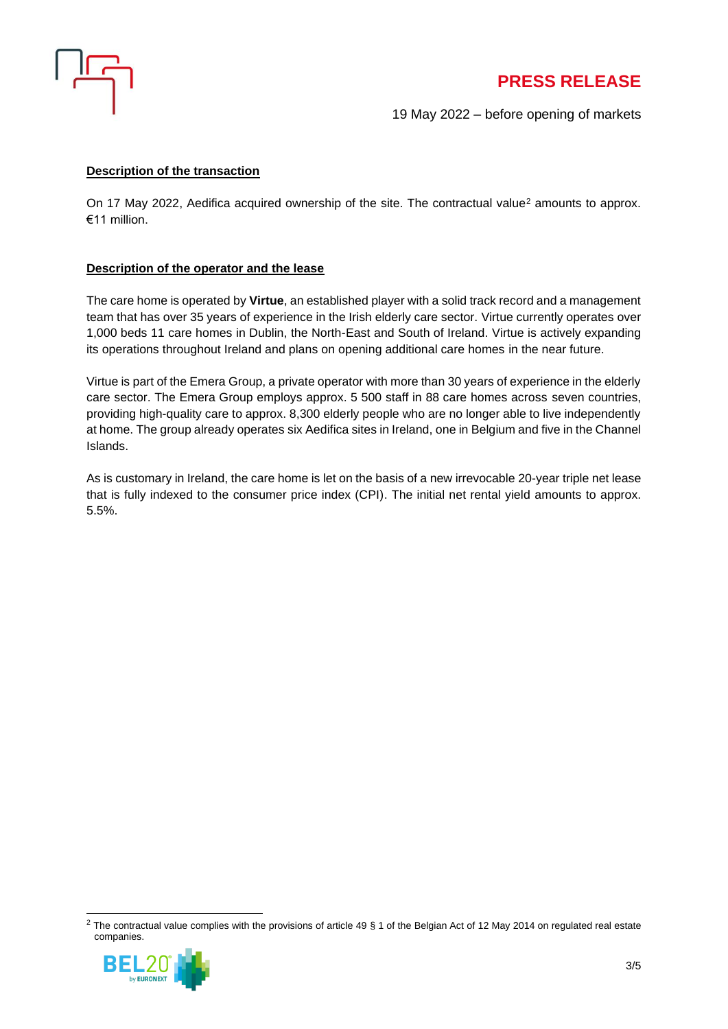**Description of the transaction**

On 17 May 2022, Aedifica acquired ownership of the site. The contractual value[2] amounts to approx. €11 million.

**Description of the operator and the lease**

The care home is operated by **Virtue**, an established player with a solid track record and a management team that has over 35 years of experience in the Irish elderly care sector. Virtue currently operates over 1,000 beds 11 care homes in Dublin, the North-East and South of Ireland. Virtue is actively expanding its operations throughout Ireland and plans on opening additional care homes in the near future.

Virtue is part of the Emera Group, a private operator with more than 30 years of experience in the elderly care sector. The Emera Group employs approx. 5 500 staff in 88 care homes across seven countries, providing high-quality care to approx. 8,300 elderly people who are no longer able to live independently at home. The group already operates six Aedifica sites in Ireland, one in Belgium and five in the Channel Islands.

As is customary in Ireland, the care home is let on the basis of a new irrevocable 20-year triple net lease that is fully indexed to the consumer price index (CPI). The initial net rental yield amounts to approx. 5.5%.

[2] The contractual value complies with the provisions of article 49 § 1 of the Belgian Act of 12 May 2014 on regulated real estate companies.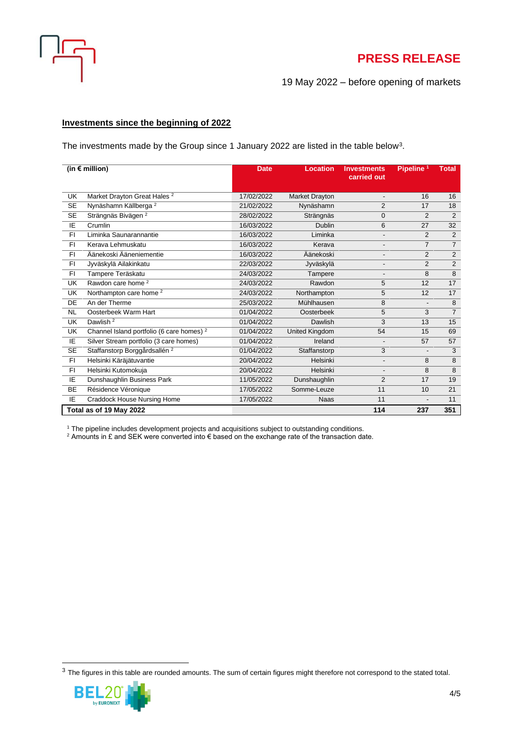## Investments since the beginning of 2022

The investments made by the Group since 1 January 2022 are listed in the table below[3].

| (in € million) | | Date | Location | Investments carried out | Pipeline [1] | Total |
|---|---|---|---|---|---|---|
| UK | Market Drayton Great Hales [2] | 17/02/2022 | Market Drayton | - | 16 | 16 |
| SE | Nynäshamn Källberga [2] | 21/02/2022 | Nynäshamn | 2 | 17 | 18 |
| SE | Strängnäs Bivägen [2] | 28/02/2022 | Strängnäs | 0 | 2 | 2 |
| IE | Crumlin | 16/03/2022 | Dublin | 6 | 27 | 32 |
| FI | Liminka Saunarannantie | 16/03/2022 | Liminka | - | 2 | 2 |
| FI | Kerava Lehmuskatu | 16/03/2022 | Kerava | - | 7 | 7 |
| FI | Äänekoski Ääneniementie | 16/03/2022 | Äänekoski | - | 2 | 2 |
| FI | Jyväskylä Ailakinkatu | 22/03/2022 | Jyväskylä | - | 2 | 2 |
| FI | Tampere Teräskatu | 24/03/2022 | Tampere | - | 8 | 8 |
| UK | Rawdon care home [2] | 24/03/2022 | Rawdon | 5 | 12 | 17 |
| UK | Northampton care home [2] | 24/03/2022 | Northampton | 5 | 12 | 17 |
| DE | An der Therme | 25/03/2022 | Mühlhausen | 8 | - | 8 |
| NL | Oosterbeek Warm Hart | 01/04/2022 | Oosterbeek | 5 | 3 | 7 |
| UK | Dawlish [2] | 01/04/2022 | Dawlish | 3 | 13 | 15 |
| UK | Channel Island portfolio (6 care homes) [2] | 01/04/2022 | United Kingdom | 54 | 15 | 69 |
| IE | Silver Stream portfolio (3 care homes) | 01/04/2022 | Ireland | - | 57 | 57 |
| SE | Staffanstorp Borggårdsallén [2] | 01/04/2022 | Staffanstorp | 3 | - | 3 |
| FI | Helsinki Käräjätuvantie | 20/04/2022 | Helsinki | - | 8 | 8 |
| FI | Helsinki Kutomokuja | 20/04/2022 | Helsinki | - | 8 | 8 |
| IE | Dunshaughlin Business Park | 11/05/2022 | Dunshaughlin | 2 | 17 | 19 |
| BE | Résidence Véronique | 17/05/2022 | Somme-Leuze | 11 | 10 | 21 |
| IE | Craddock House Nursing Home | 17/05/2022 | Naas | 11 | - | 11 |
| **Total as of 19 May 2022** | | | | **114** | **237** | **351** |

[1] The pipeline includes development projects and acquisitions subject to outstanding conditions.
[2] Amounts in £ and SEK were converted into € based on the exchange rate of the transaction date.

[3] The figures in this table are rounded amounts. The sum of certain figures might therefore not correspond to the stated total.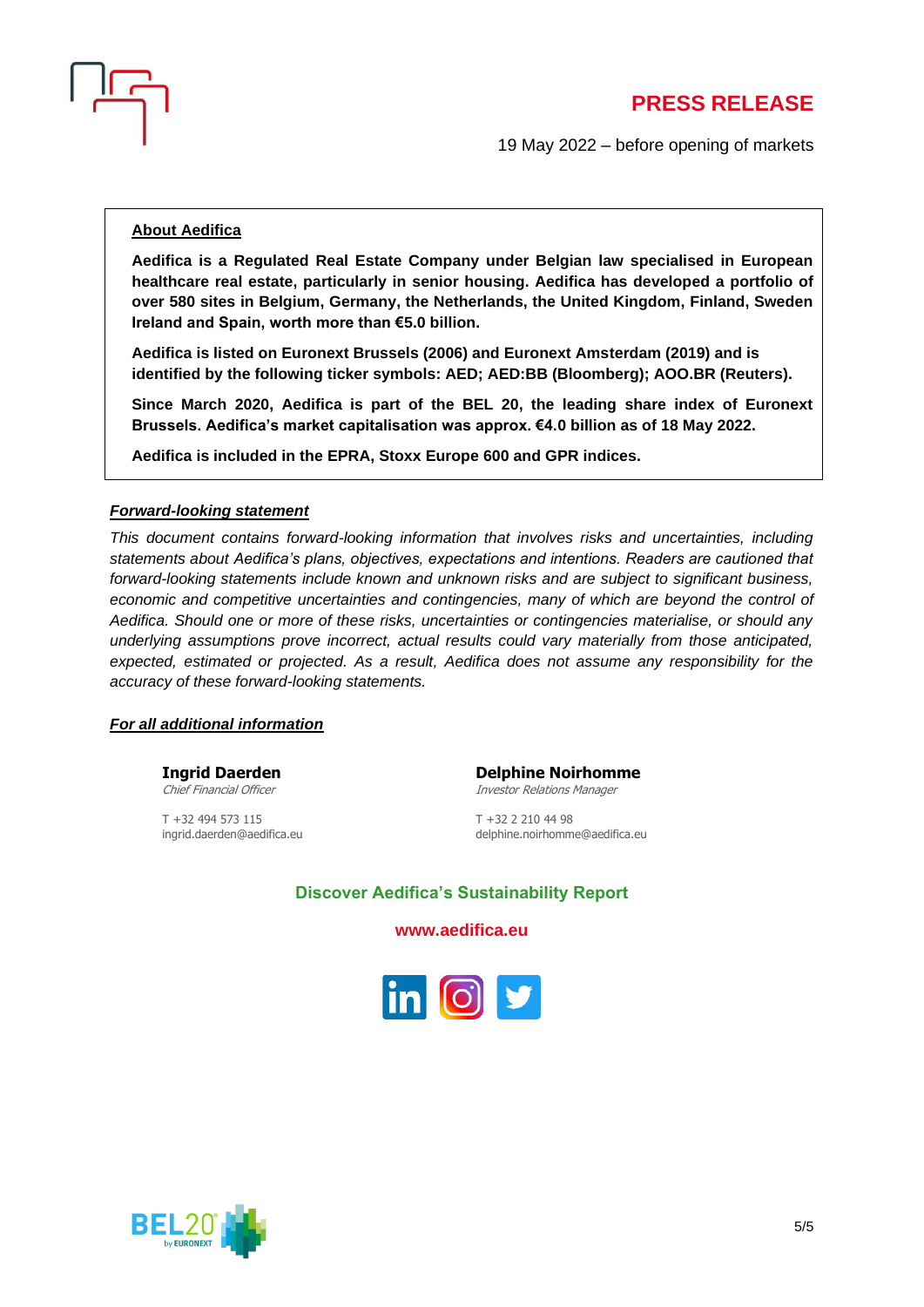**About Aedifica**

**Aedifica is a Regulated Real Estate Company under Belgian law specialised in European healthcare real estate, particularly in senior housing. Aedifica has developed a portfolio of over 580 sites in Belgium, Germany, the Netherlands, the United Kingdom, Finland, Sweden Ireland and Spain, worth more than €5.0 billion.**

**Aedifica is listed on Euronext Brussels (2006) and Euronext Amsterdam (2019) and is identified by the following ticker symbols: AED; AED:BB (Bloomberg); AOO.BR (Reuters).**

**Since March 2020, Aedifica is part of the BEL 20, the leading share index of Euronext Brussels. Aedifica's market capitalisation was approx. €4.0 billion as of 18 May 2022.**

**Aedifica is included in the EPRA, Stoxx Europe 600 and GPR indices.**

***Forward-looking statement***

*This document contains forward-looking information that involves risks and uncertainties, including statements about Aedifica's plans, objectives, expectations and intentions. Readers are cautioned that forward-looking statements include known and unknown risks and are subject to significant business, economic and competitive uncertainties and contingencies, many of which are beyond the control of Aedifica. Should one or more of these risks, uncertainties or contingencies materialise, or should any underlying assumptions prove incorrect, actual results could vary materially from those anticipated, expected, estimated or projected. As a result, Aedifica does not assume any responsibility for the accuracy of these forward-looking statements.*

***For all additional information***

**Ingrid Daerden**
*Chief Financial Officer*

T +32 494 573 115
ingrid.daerden@aedifica.eu

**Delphine Noirhomme**
*Investor Relations Manager*

T +32 2 210 44 98
delphine.noirhomme@aedifica.eu

**Discover Aedifica's Sustainability Report**

**www.aedifica.eu**